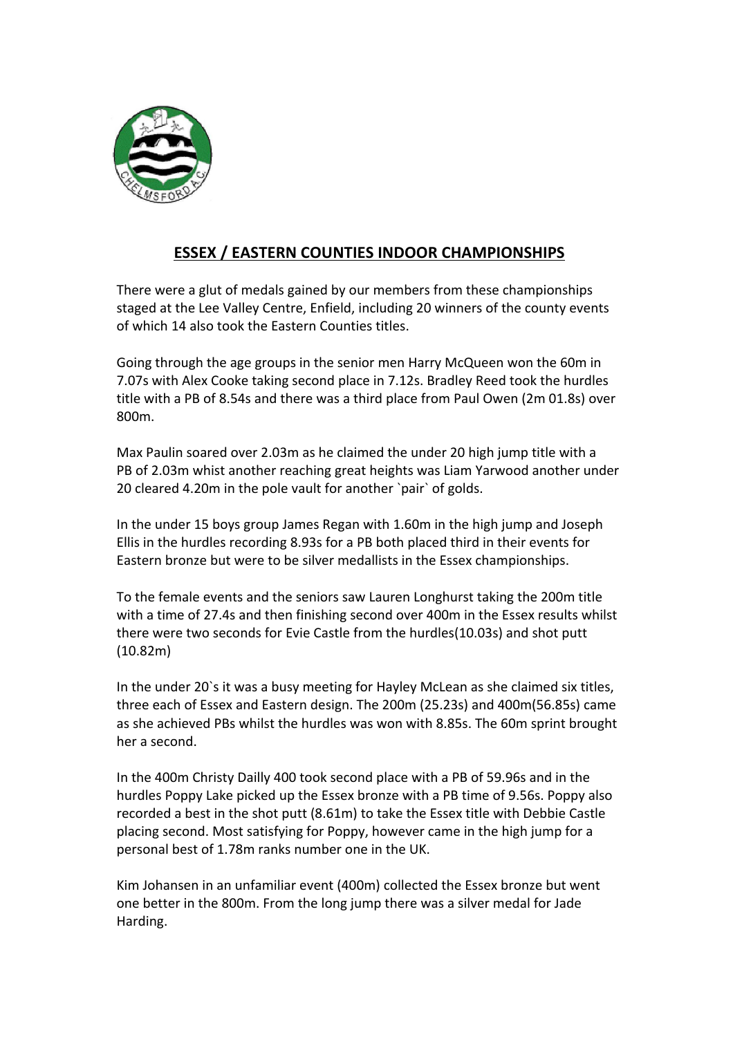## ESSEX / EASTERN COUNTIES INDOOR CHAMPIONSHIPS

There were a glut of medals gained by our members from these championships staged at the Lee Valley Centre, Enfield, including 20 winners of the county events of which 14 also took the Eastern Counties titles.

Going through the age groups in the senior men Harry McQueen won the 60m in 7.07s with Alex Cooke taking second place in 7.12s. Bradley Reed took the hurdles title with a PB of 8.54s and there was a third place from Paul Owen (2m 01.8s) over 800m.

Max Paulin soared over 2.03m as he claimed the under 20 high jump title with a PB of 2.03m whilst another reaching great heights was Liam Yarwood another under 20 cleared 4.20m in the pole vault for another `pair` of golds.

In the under 15 boys group James Regan with 1.60m in the high jump and Joseph Ellis in the hurdles recording 8.93s for a PB both placed third in their events for Eastern bronze but were to be silver medallists in the Essex championships.

To the female events and the seniors saw Lauren Longhurst taking the 200m title with a time of 27.4s and then finishing second over 400m in the Essex results whilst there were two seconds for Evie Castle from the hurdles(10.03s) and shot putt (10.82m)

In the under 20`s it was a busy meeting for Hayley McLean as she claimed six titles, three each of Essex and Eastern design. The 200m (25.23s) and 400m(56.85s) came as she achieved PBs whilst the hurdles was won with 8.85s. The 60m sprint brought her a second.

In the 400m Christy Dailly 400 took second place with a PB of 59.96s and in the hurdles Poppy Lake picked up the Essex bronze with a PB time of 9.56s. Poppy also recorded a best in the shot putt (8.61m) to take the Essex title with Debbie Castle placing second. Most satisfying for Poppy, however came in the high jump for a personal best of 1.78m ranks number one in the UK.

Kim Johansen in an unfamiliar event (400m) collected the Essex bronze but went one better in the 800m. From the long jump there was a silver medal for Jade Harding.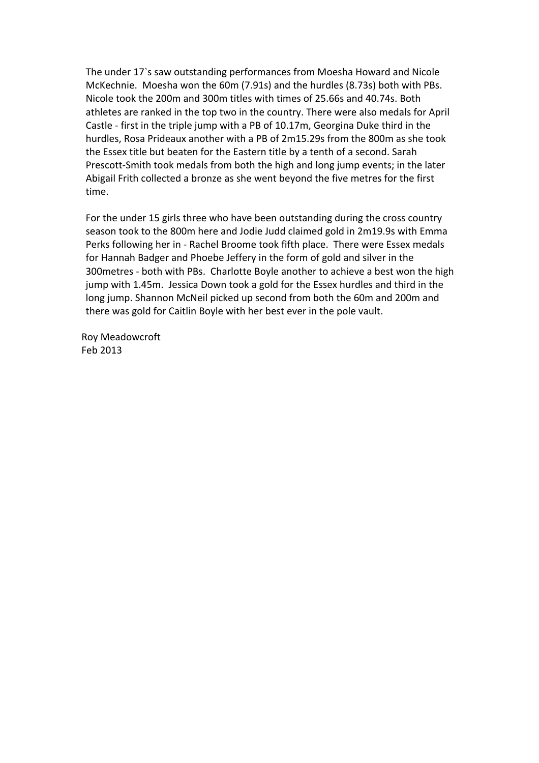The under 17`s saw outstanding performances from Moesha Howard and Nicole McKechnie. Moesha won the 60m (7.91s) and the hurdles (8.73s) both with PBs. Nicole took the 200m and 300m titles with times of 25.66s and 40.74s. Both athletes are ranked in the top two in the country. There were also medals for April Castle - first in the triple jump with a PB of 10.17m, Georgina Duke third in the hurdles, Rosa Prideaux another with a PB of 2m15.29s from the 800m as she took the Essex title but beaten for the Eastern title by a tenth of a second. Sarah Prescott-Smith took medals from both the high and long jump events; in the later Abigail Frith collected a bronze as she went beyond the five metres for the first time.

For the under 15 girls three who have been outstanding during the cross country season took to the 800m here and Jodie Judd claimed gold in 2m19.9s with Emma Perks following her in - Rachel Broome took fifth place. There were Essex medals for Hannah Badger and Phoebe Jeffery in the form of gold and silver in the 300metres - both with PBs. Charlotte Boyle another to achieve a best won the high jump with 1.45m. Jessica Down took a gold for the Essex hurdles and third in the long jump. Shannon McNeil picked up second from both the 60m and 200m and there was gold for Caitlin Boyle with her best ever in the pole vault.

Roy Meadowcroft
Feb 2013